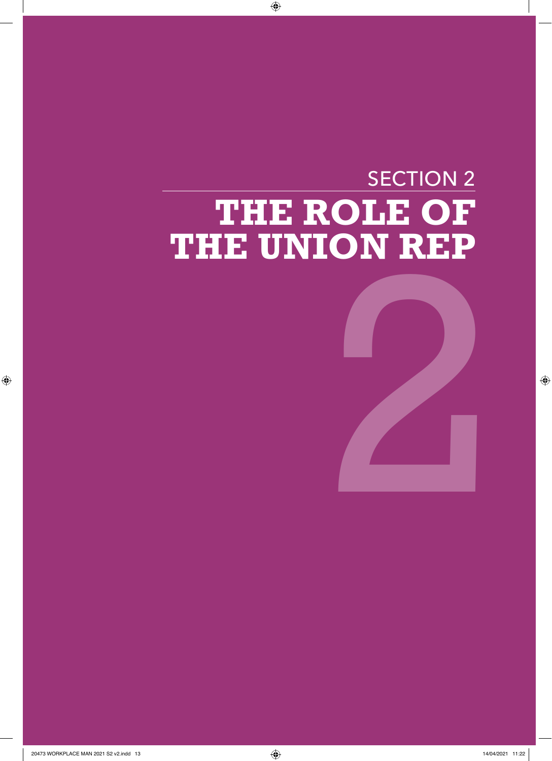SECTION 2

# THE ROLE OF THE UNION REP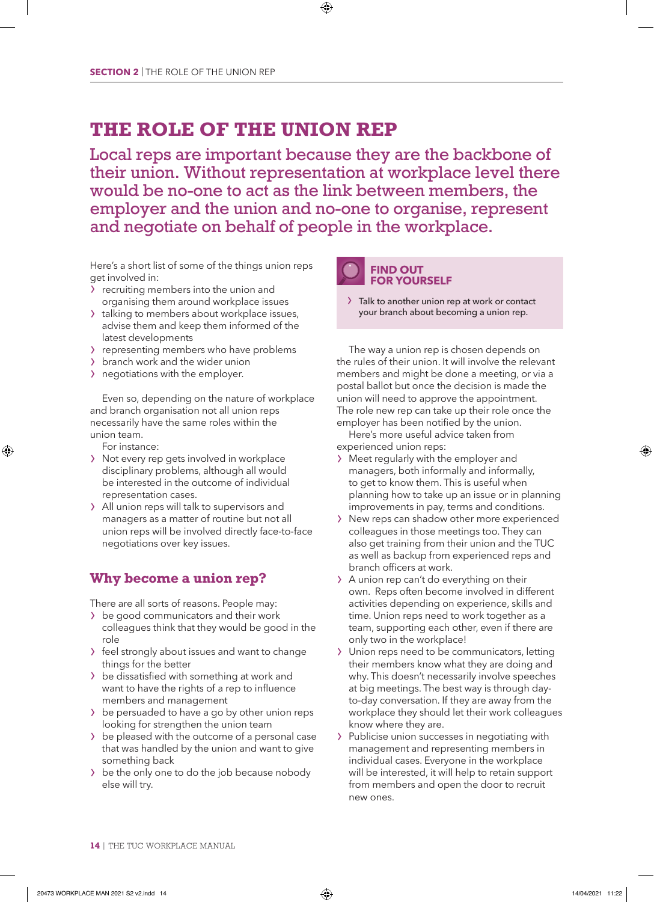# THE ROLE OF THE UNION REP

## Local reps are important because they are the backbone of their union. Without representation at workplace level there would be no-one to act as the link between members, the employer and the union and no-one to organise, represent and negotiate on behalf of people in the workplace.

Here's a short list of some of the things union reps get involved in:

- recruiting members into the union and organising them around workplace issues
- talking to members about workplace issues, advise them and keep them informed of the latest developments
- representing members who have problems
- branch work and the wider union
- negotiations with the employer.

Even so, depending on the nature of workplace and branch organisation not all union reps necessarily have the same roles within the union team.

For instance:

- Not every rep gets involved in workplace disciplinary problems, although all would be interested in the outcome of individual representation cases.
- All union reps will talk to supervisors and managers as a matter of routine but not all union reps will be involved directly face-to-face negotiations over key issues.

## Why become a union rep?

There are all sorts of reasons. People may:

- be good communicators and their work colleagues think that they would be good in the role
- feel strongly about issues and want to change things for the better
- be dissatisfied with something at work and want to have the rights of a rep to influence members and management
- be persuaded to have a go by other union reps looking for strengthen the union team
- be pleased with the outcome of a personal case that was handled by the union and want to give something back
- be the only one to do the job because nobody else will try.

### FIND OUT FOR YOURSELF

- Talk to another union rep at work or contact your branch about becoming a union rep.

The way a union rep is chosen depends on the rules of their union. It will involve the relevant members and might be done a meeting, or via a postal ballot but once the decision is made the union will need to approve the appointment. The role new rep can take up their role once the employer has been notified by the union.

Here's more useful advice taken from experienced union reps:

- Meet regularly with the employer and managers, both informally and informally, to get to know them. This is useful when planning how to take up an issue or in planning improvements in pay, terms and conditions.
- New reps can shadow other more experienced colleagues in those meetings too. They can also get training from their union and the TUC as well as backup from experienced reps and branch officers at work.
- A union rep can't do everything on their own. Reps often become involved in different activities depending on experience, skills and time. Union reps need to work together as a team, supporting each other, even if there are only two in the workplace!
- Union reps need to be communicators, letting their members know what they are doing and why. This doesn't necessarily involve speeches at big meetings. The best way is through day-to-day conversation. If they are away from the workplace they should let their work colleagues know where they are.
- Publicise union successes in negotiating with management and representing members in individual cases. Everyone in the workplace will be interested, it will help to retain support from members and open the door to recruit new ones.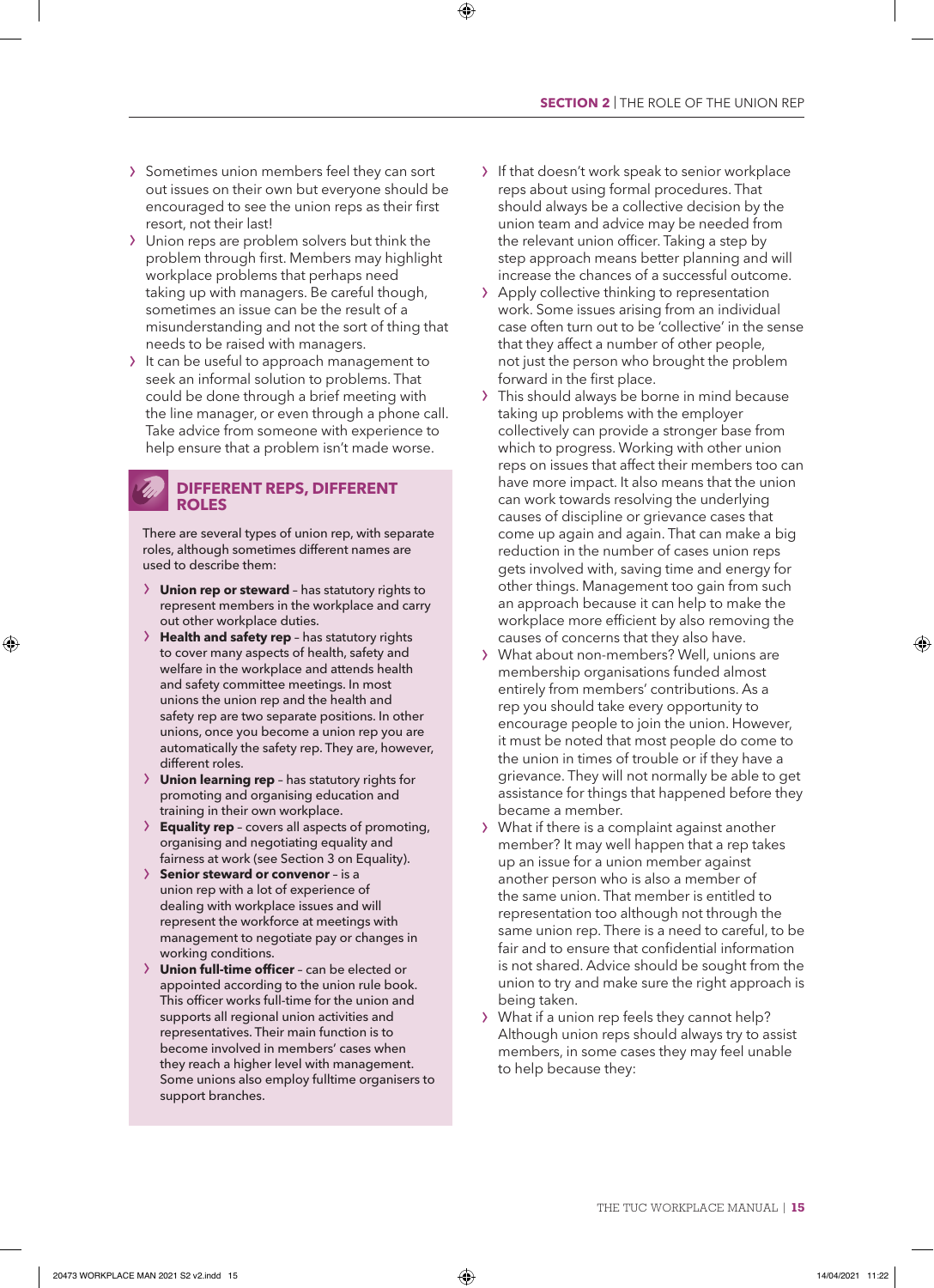- Sometimes union members feel they can sort out issues on their own but everyone should be encouraged to see the union reps as their first resort, not their last!
- Union reps are problem solvers but think the problem through first. Members may highlight workplace problems that perhaps need taking up with managers. Be careful though, sometimes an issue can be the result of a misunderstanding and not the sort of thing that needs to be raised with managers.
- It can be useful to approach management to seek an informal solution to problems. That could be done through a brief meeting with the line manager, or even through a phone call. Take advice from someone with experience to help ensure that a problem isn't made worse.

## DIFFERENT REPS, DIFFERENT ROLES

There are several types of union rep, with separate roles, although sometimes different names are used to describe them:

- **Union rep or steward** – has statutory rights to represent members in the workplace and carry out other workplace duties.
- **Health and safety rep** – has statutory rights to cover many aspects of health, safety and welfare in the workplace and attends health and safety committee meetings. In most unions the union rep and the health and safety rep are two separate positions. In other unions, once you become a union rep you are automatically the safety rep. They are, however, different roles.
- **Union learning rep** – has statutory rights for promoting and organising education and training in their own workplace.
- **Equality rep** – covers all aspects of promoting, organising and negotiating equality and fairness at work (see Section 3 on Equality).
- **Senior steward or convenor** – is a union rep with a lot of experience of dealing with workplace issues and will represent the workforce at meetings with management to negotiate pay or changes in working conditions.
- **Union full-time officer** – can be elected or appointed according to the union rule book. This officer works full-time for the union and supports all regional union activities and representatives. Their main function is to become involved in members' cases when they reach a higher level with management. Some unions also employ fulltime organisers to support branches.

- If that doesn't work speak to senior workplace reps about using formal procedures. That should always be a collective decision by the union team and advice may be needed from the relevant union officer. Taking a step by step approach means better planning and will increase the chances of a successful outcome.
- Apply collective thinking to representation work. Some issues arising from an individual case often turn out to be 'collective' in the sense that they affect a number of other people, not just the person who brought the problem forward in the first place.
- This should always be borne in mind because taking up problems with the employer collectively can provide a stronger base from which to progress. Working with other union reps on issues that affect their members too can have more impact. It also means that the union can work towards resolving the underlying causes of discipline or grievance cases that come up again and again. That can make a big reduction in the number of cases union reps gets involved with, saving time and energy for other things. Management too gain from such an approach because it can help to make the workplace more efficient by also removing the causes of concerns that they also have.
- What about non-members? Well, unions are membership organisations funded almost entirely from members' contributions. As a rep you should take every opportunity to encourage people to join the union. However, it must be noted that most people do come to the union in times of trouble or if they have a grievance. They will not normally be able to get assistance for things that happened before they became a member.
- What if there is a complaint against another member? It may well happen that a rep takes up an issue for a union member against another person who is also a member of the same union. That member is entitled to representation too although not through the same union rep. There is a need to careful, to be fair and to ensure that confidential information is not shared. Advice should be sought from the union to try and make sure the right approach is being taken.
- What if a union rep feels they cannot help? Although union reps should always try to assist members, in some cases they may feel unable to help because they: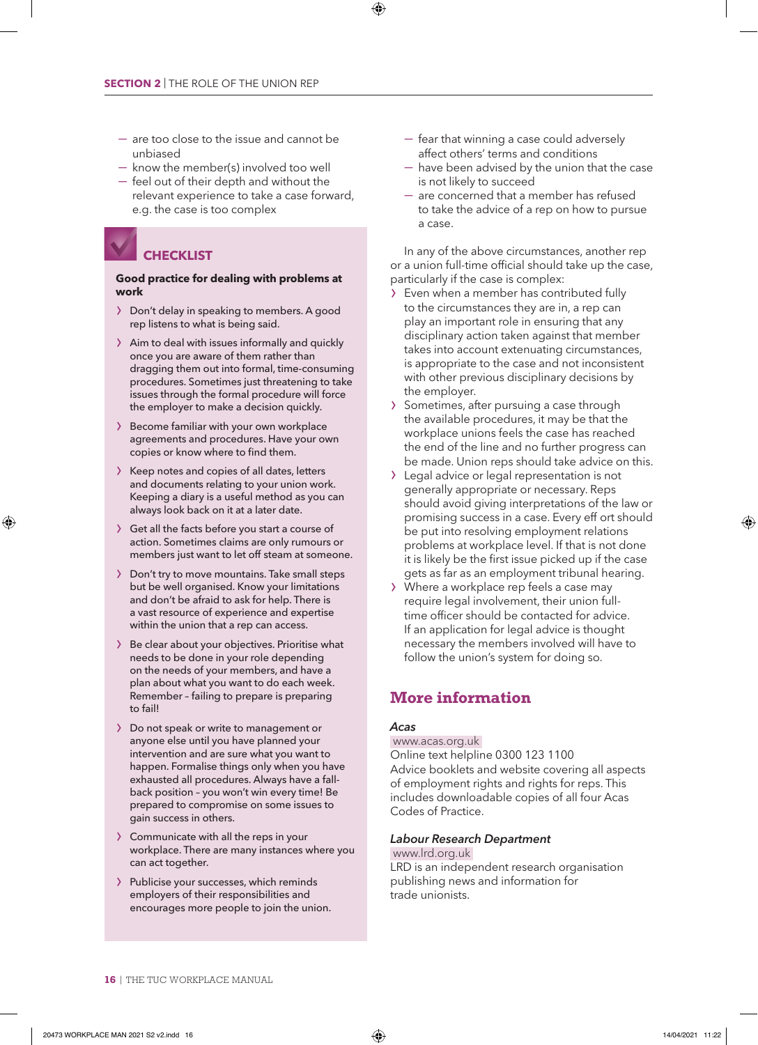- are too close to the issue and cannot be unbiased
- know the member(s) involved too well
- feel out of their depth and without the relevant experience to take a case forward, e.g. the case is too complex

## CHECKLIST

**Good practice for dealing with problems at work**

- Don't delay in speaking to members. A good rep listens to what is being said.
- Aim to deal with issues informally and quickly once you are aware of them rather than dragging them out into formal, time-consuming procedures. Sometimes just threatening to take issues through the formal procedure will force the employer to make a decision quickly.
- Become familiar with your own workplace agreements and procedures. Have your own copies or know where to find them.
- Keep notes and copies of all dates, letters and documents relating to your union work. Keeping a diary is a useful method as you can always look back on it at a later date.
- Get all the facts before you start a course of action. Sometimes claims are only rumours or members just want to let off steam at someone.
- Don't try to move mountains. Take small steps but be well organised. Know your limitations and don't be afraid to ask for help. There is a vast resource of experience and expertise within the union that a rep can access.
- Be clear about your objectives. Prioritise what needs to be done in your role depending on the needs of your members, and have a plan about what you want to do each week. Remember – failing to prepare is preparing to fail!
- Do not speak or write to management or anyone else until you have planned your intervention and are sure what you want to happen. Formalise things only when you have exhausted all procedures. Always have a fall-back position – you won't win every time! Be prepared to compromise on some issues to gain success in others.
- Communicate with all the reps in your workplace. There are many instances where you can act together.
- Publicise your successes, which reminds employers of their responsibilities and encourages more people to join the union.

- fear that winning a case could adversely affect others' terms and conditions
- have been advised by the union that the case is not likely to succeed
- are concerned that a member has refused to take the advice of a rep on how to pursue a case.

In any of the above circumstances, another rep or a union full-time official should take up the case, particularly if the case is complex:

- Even when a member has contributed fully to the circumstances they are in, a rep can play an important role in ensuring that any disciplinary action taken against that member takes into account extenuating circumstances, is appropriate to the case and not inconsistent with other previous disciplinary decisions by the employer.
- Sometimes, after pursuing a case through the available procedures, it may be that the workplace unions feels the case has reached the end of the line and no further progress can be made. Union reps should take advice on this.
- Legal advice or legal representation is not generally appropriate or necessary. Reps should avoid giving interpretations of the law or promising success in a case. Every eff ort should be put into resolving employment relations problems at workplace level. If that is not done it is likely be the first issue picked up if the case gets as far as an employment tribunal hearing.
- Where a workplace rep feels a case may require legal involvement, their union full-time officer should be contacted for advice. If an application for legal advice is thought necessary the members involved will have to follow the union's system for doing so.

## More information

***Acas***

www.acas.org.uk

Online text helpline 0300 123 1100

Advice booklets and website covering all aspects of employment rights and rights for reps. This includes downloadable copies of all four Acas Codes of Practice.

***Labour Research Department***

www.lrd.org.uk

LRD is an independent research organisation publishing news and information for trade unionists.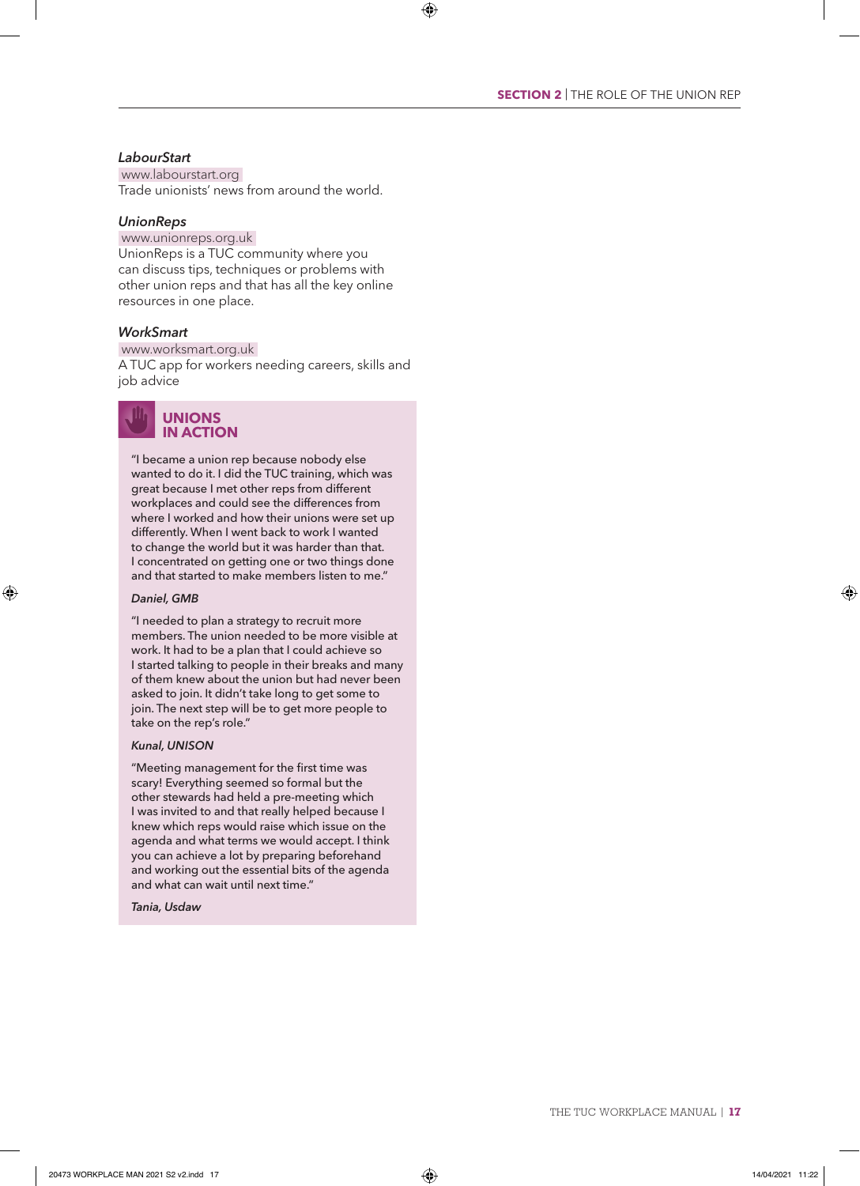### *LabourStart*

www.labourstart.org
Trade unionists' news from around the world.

### *UnionReps*

www.unionreps.org.uk
UnionReps is a TUC community where you can discuss tips, techniques or problems with other union reps and that has all the key online resources in one place.

### *WorkSmart*

www.worksmart.org.uk
A TUC app for workers needing careers, skills and job advice

## UNIONS IN ACTION

"I became a union rep because nobody else wanted to do it. I did the TUC training, which was great because I met other reps from different workplaces and could see the differences from where I worked and how their unions were set up differently. When I went back to work I wanted to change the world but it was harder than that. I concentrated on getting one or two things done and that started to make members listen to me."

***Daniel, GMB***

"I needed to plan a strategy to recruit more members. The union needed to be more visible at work. It had to be a plan that I could achieve so I started talking to people in their breaks and many of them knew about the union but had never been asked to join. It didn't take long to get some to join. The next step will be to get more people to take on the rep's role."

***Kunal, UNISON***

"Meeting management for the first time was scary! Everything seemed so formal but the other stewards had held a pre-meeting which I was invited to and that really helped because I knew which reps would raise which issue on the agenda and what terms we would accept. I think you can achieve a lot by preparing beforehand and working out the essential bits of the agenda and what can wait until next time."

***Tania, Usdaw***